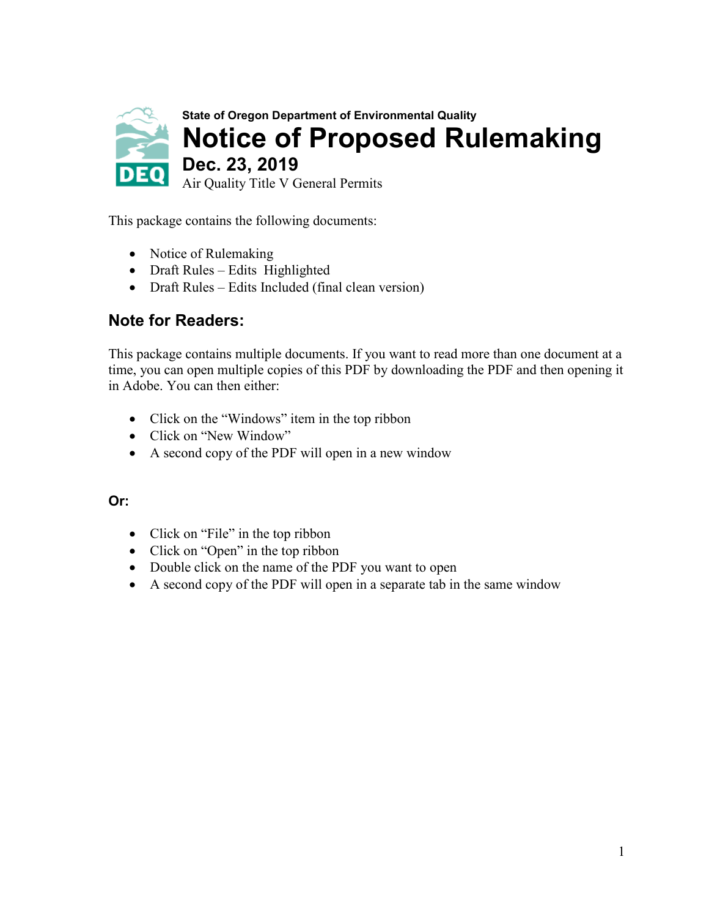State of Oregon Department of Environmental Quality

# Notice of Proposed Rulemaking

## Dec. 23, 2019

Air Quality Title V General Permits

This package contains the following documents:

- Notice of Rulemaking
- Draft Rules – Edits Highlighted
- Draft Rules – Edits Included (final clean version)

## Note for Readers:

This package contains multiple documents. If you want to read more than one document at a time, you can open multiple copies of this PDF by downloading the PDF and then opening it in Adobe. You can then either:

- Click on the "Windows" item in the top ribbon
- Click on "New Window"
- A second copy of the PDF will open in a new window

### Or:

- Click on "File" in the top ribbon
- Click on "Open" in the top ribbon
- Double click on the name of the PDF you want to open
- A second copy of the PDF will open in a separate tab in the same window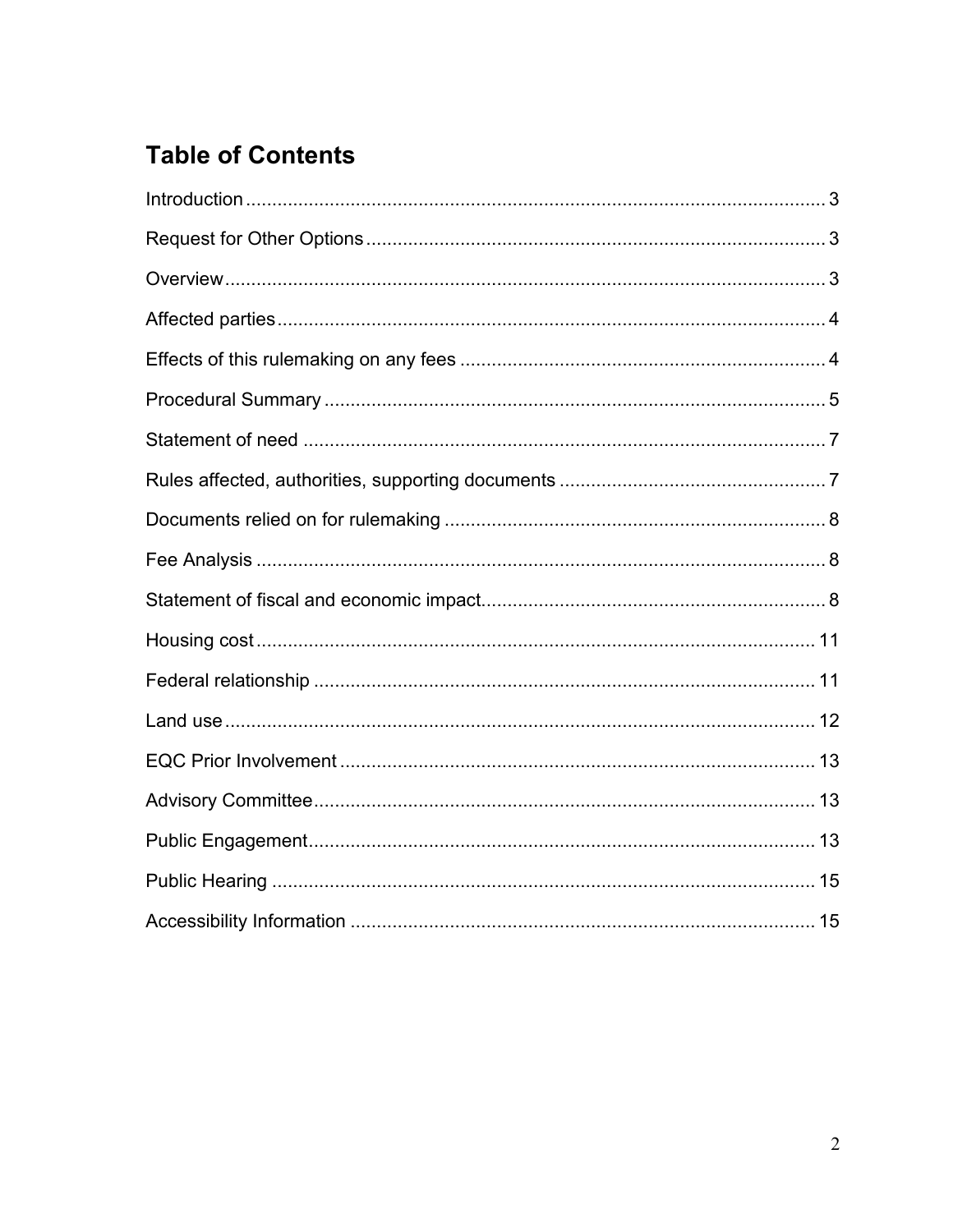# Table of Contents

Introduction ... 3

Request for Other Options ... 3

Overview ... 3

Affected parties ... 4

Effects of this rulemaking on any fees ... 4

Procedural Summary ... 5

Statement of need ... 7

Rules affected, authorities, supporting documents ... 7

Documents relied on for rulemaking ... 8

Fee Analysis ... 8

Statement of fiscal and economic impact ... 8

Housing cost ... 11

Federal relationship ... 11

Land use ... 12

EQC Prior Involvement ... 13

Advisory Committee ... 13

Public Engagement ... 13

Public Hearing ... 15

Accessibility Information ... 15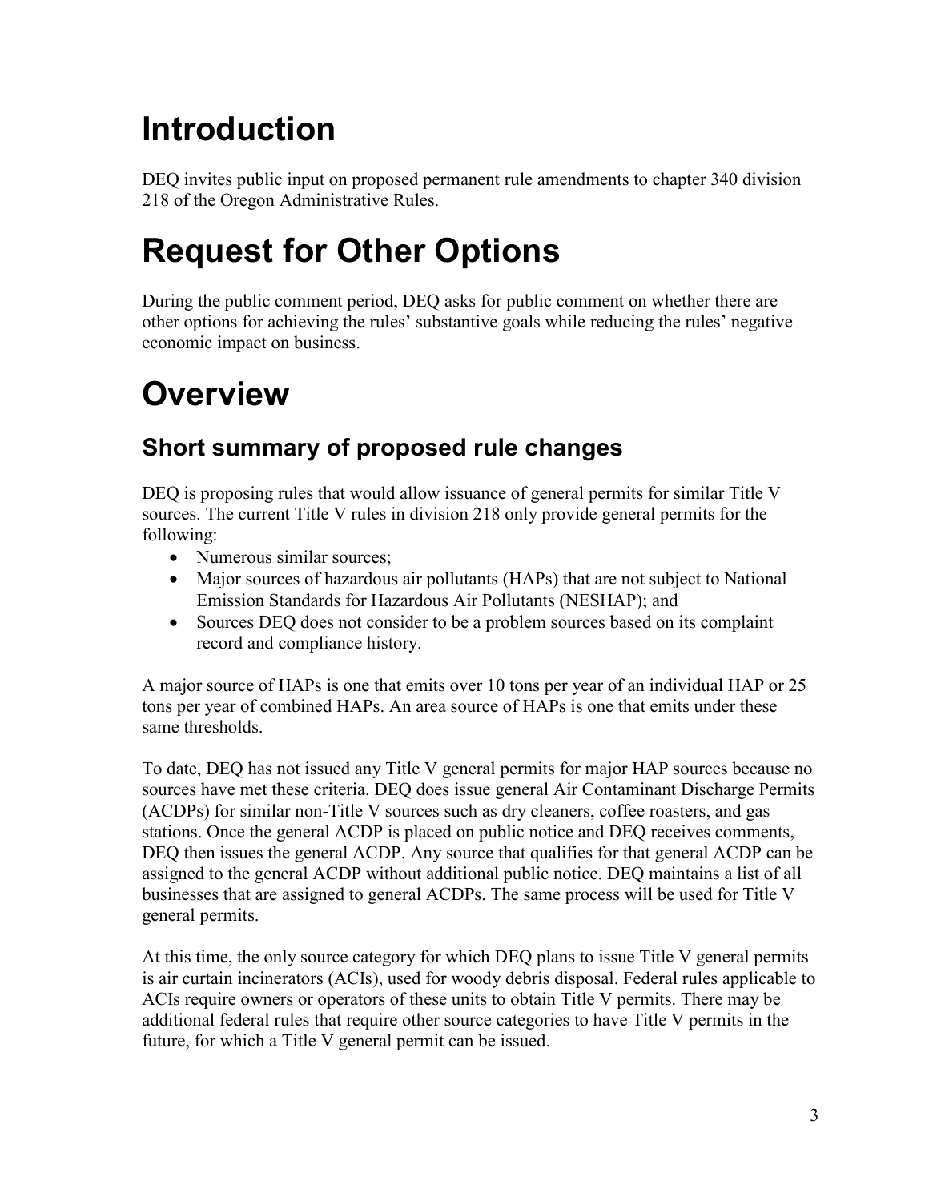# Introduction

DEQ invites public input on proposed permanent rule amendments to chapter 340 division 218 of the Oregon Administrative Rules.

# Request for Other Options

During the public comment period, DEQ asks for public comment on whether there are other options for achieving the rules' substantive goals while reducing the rules' negative economic impact on business.

# Overview

## Short summary of proposed rule changes

DEQ is proposing rules that would allow issuance of general permits for similar Title V sources. The current Title V rules in division 218 only provide general permits for the following:

- Numerous similar sources;
- Major sources of hazardous air pollutants (HAPs) that are not subject to National Emission Standards for Hazardous Air Pollutants (NESHAP); and
- Sources DEQ does not consider to be a problem sources based on its complaint record and compliance history.

A major source of HAPs is one that emits over 10 tons per year of an individual HAP or 25 tons per year of combined HAPs. An area source of HAPs is one that emits under these same thresholds.

To date, DEQ has not issued any Title V general permits for major HAP sources because no sources have met these criteria. DEQ does issue general Air Contaminant Discharge Permits (ACDPs) for similar non-Title V sources such as dry cleaners, coffee roasters, and gas stations. Once the general ACDP is placed on public notice and DEQ receives comments, DEQ then issues the general ACDP. Any source that qualifies for that general ACDP can be assigned to the general ACDP without additional public notice. DEQ maintains a list of all businesses that are assigned to general ACDPs. The same process will be used for Title V general permits.

At this time, the only source category for which DEQ plans to issue Title V general permits is air curtain incinerators (ACIs), used for woody debris disposal. Federal rules applicable to ACIs require owners or operators of these units to obtain Title V permits. There may be additional federal rules that require other source categories to have Title V permits in the future, for which a Title V general permit can be issued.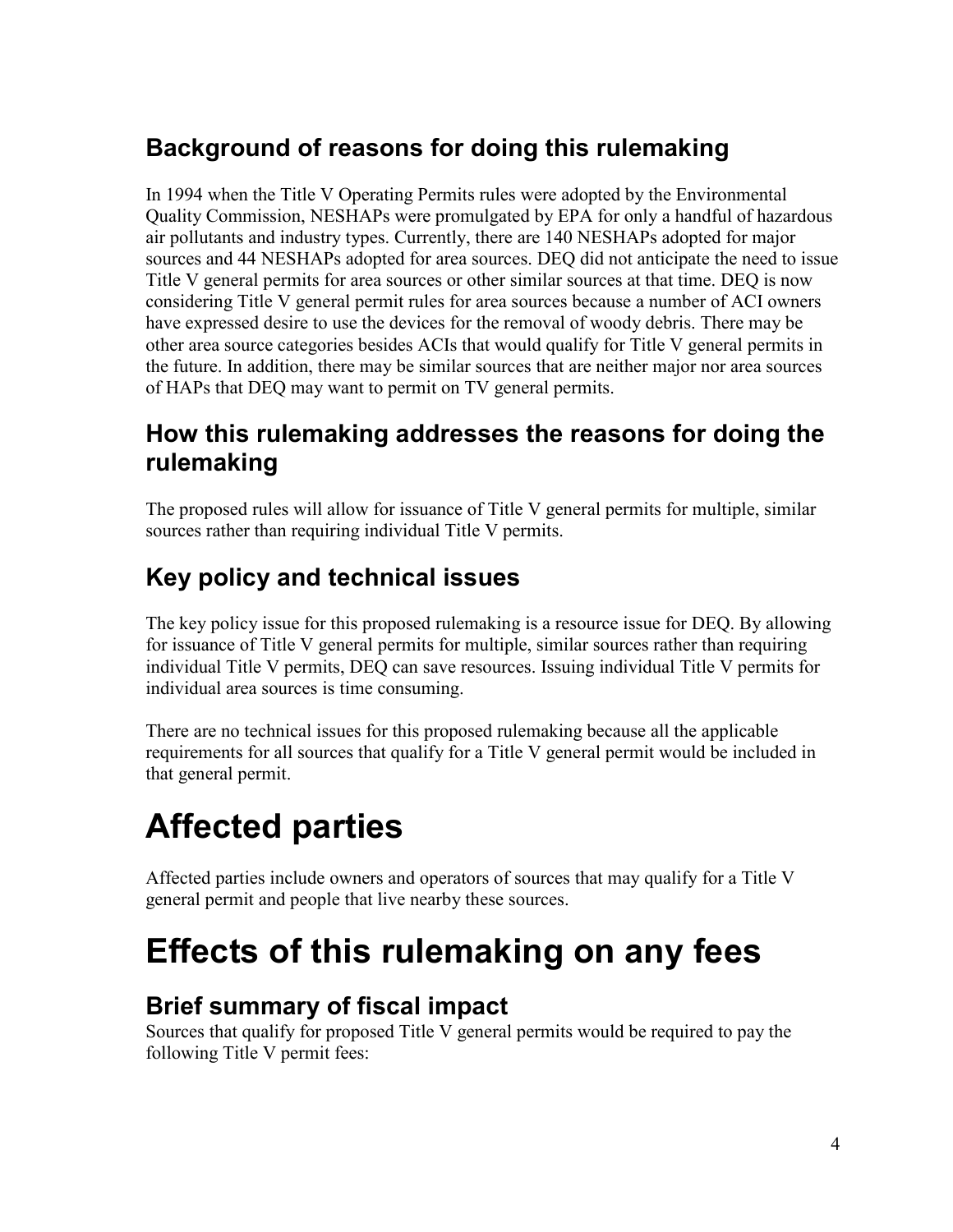## Background of reasons for doing this rulemaking

In 1994 when the Title V Operating Permits rules were adopted by the Environmental Quality Commission, NESHAPs were promulgated by EPA for only a handful of hazardous air pollutants and industry types. Currently, there are 140 NESHAPs adopted for major sources and 44 NESHAPs adopted for area sources. DEQ did not anticipate the need to issue Title V general permits for area sources or other similar sources at that time. DEQ is now considering Title V general permit rules for area sources because a number of ACI owners have expressed desire to use the devices for the removal of woody debris. There may be other area source categories besides ACIs that would qualify for Title V general permits in the future. In addition, there may be similar sources that are neither major nor area sources of HAPs that DEQ may want to permit on TV general permits.

## How this rulemaking addresses the reasons for doing the rulemaking

The proposed rules will allow for issuance of Title V general permits for multiple, similar sources rather than requiring individual Title V permits.

## Key policy and technical issues

The key policy issue for this proposed rulemaking is a resource issue for DEQ. By allowing for issuance of Title V general permits for multiple, similar sources rather than requiring individual Title V permits, DEQ can save resources. Issuing individual Title V permits for individual area sources is time consuming.

There are no technical issues for this proposed rulemaking because all the applicable requirements for all sources that qualify for a Title V general permit would be included in that general permit.

# Affected parties

Affected parties include owners and operators of sources that may qualify for a Title V general permit and people that live nearby these sources.

# Effects of this rulemaking on any fees

## Brief summary of fiscal impact

Sources that qualify for proposed Title V general permits would be required to pay the following Title V permit fees: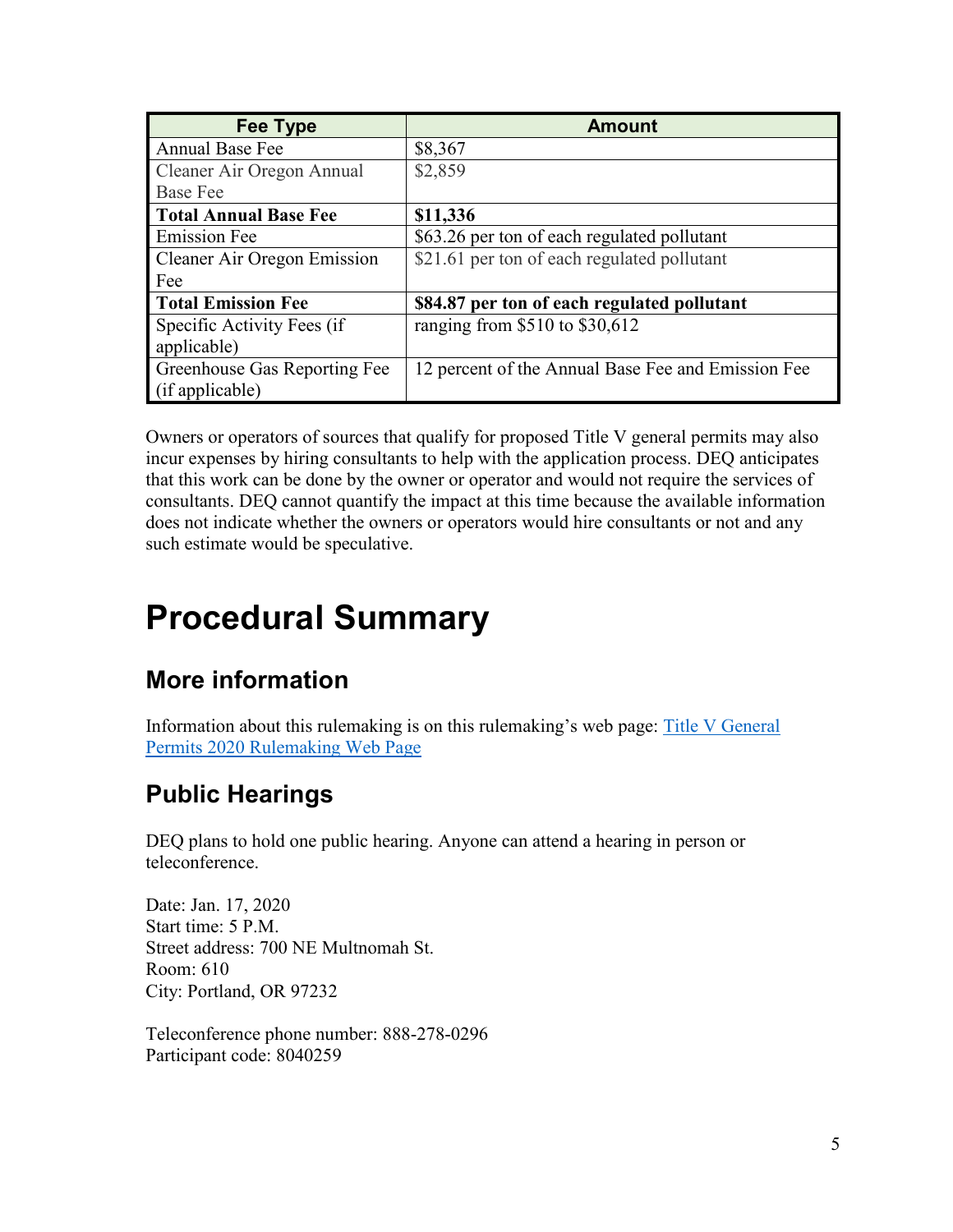| Fee Type | Amount |
|---|---|
| Annual Base Fee | $8,367 |
| Cleaner Air Oregon Annual Base Fee | $2,859 |
| **Total Annual Base Fee** | **$11,336** |
| Emission Fee | $63.26 per ton of each regulated pollutant |
| Cleaner Air Oregon Emission Fee | $21.61 per ton of each regulated pollutant |
| **Total Emission Fee** | **$84.87 per ton of each regulated pollutant** |
| Specific Activity Fees (if applicable) | ranging from $510 to $30,612 |
| Greenhouse Gas Reporting Fee (if applicable) | 12 percent of the Annual Base Fee and Emission Fee |

Owners or operators of sources that qualify for proposed Title V general permits may also incur expenses by hiring consultants to help with the application process. DEQ anticipates that this work can be done by the owner or operator and would not require the services of consultants. DEQ cannot quantify the impact at this time because the available information does not indicate whether the owners or operators would hire consultants or not and any such estimate would be speculative.

# Procedural Summary

## More information

Information about this rulemaking is on this rulemaking's web page: [Title V General Permits 2020 Rulemaking Web Page]()

## Public Hearings

DEQ plans to hold one public hearing. Anyone can attend a hearing in person or teleconference.

Date: Jan. 17, 2020
Start time: 5 P.M.
Street address: 700 NE Multnomah St.
Room: 610
City: Portland, OR 97232

Teleconference phone number: 888-278-0296
Participant code: 8040259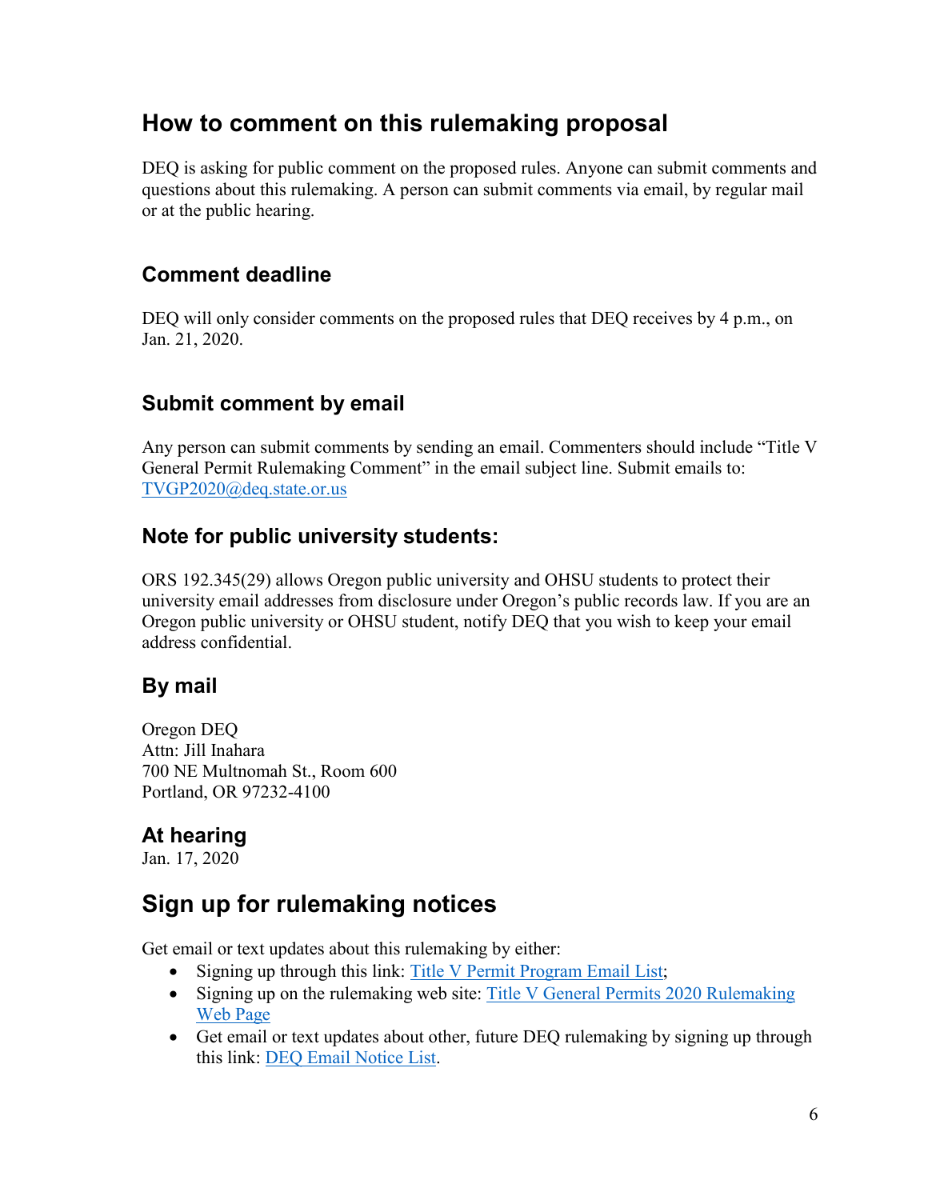## How to comment on this rulemaking proposal

DEQ is asking for public comment on the proposed rules. Anyone can submit comments and questions about this rulemaking. A person can submit comments via email, by regular mail or at the public hearing.

### Comment deadline

DEQ will only consider comments on the proposed rules that DEQ receives by 4 p.m., on Jan. 21, 2020.

### Submit comment by email

Any person can submit comments by sending an email. Commenters should include "Title V General Permit Rulemaking Comment" in the email subject line. Submit emails to: [TVGP2020@deq.state.or.us](mailto:TVGP2020@deq.state.or.us)

### Note for public university students:

ORS 192.345(29) allows Oregon public university and OHSU students to protect their university email addresses from disclosure under Oregon's public records law. If you are an Oregon public university or OHSU student, notify DEQ that you wish to keep your email address confidential.

### By mail

Oregon DEQ
Attn: Jill Inahara
700 NE Multnomah St., Room 600
Portland, OR 97232-4100

### At hearing

Jan. 17, 2020

## Sign up for rulemaking notices

Get email or text updates about this rulemaking by either:

- Signing up through this link: Title V Permit Program Email List;
- Signing up on the rulemaking web site: Title V General Permits 2020 Rulemaking Web Page
- Get email or text updates about other, future DEQ rulemaking by signing up through this link: DEQ Email Notice List.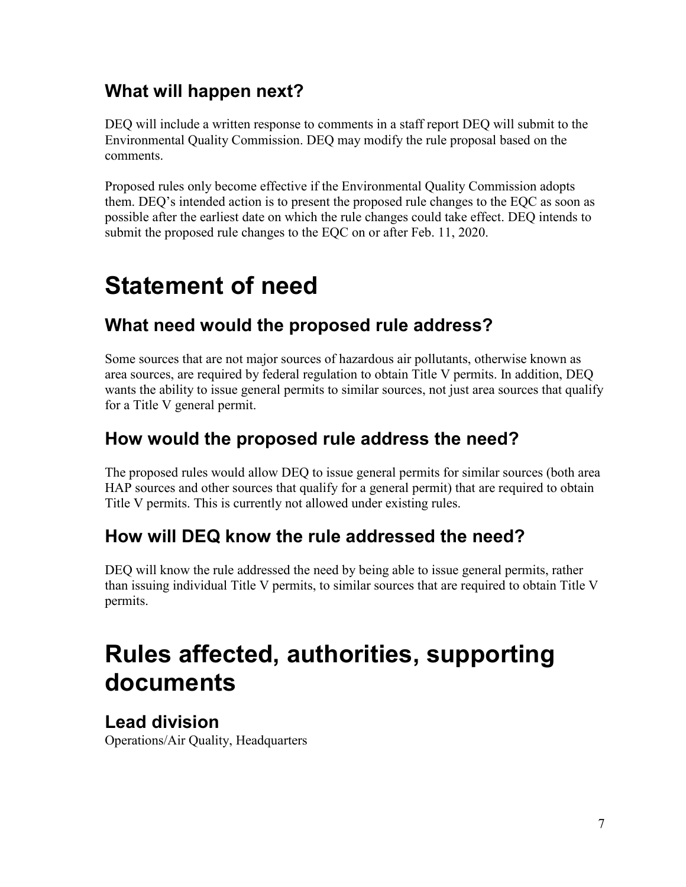## What will happen next?

DEQ will include a written response to comments in a staff report DEQ will submit to the Environmental Quality Commission. DEQ may modify the rule proposal based on the comments.

Proposed rules only become effective if the Environmental Quality Commission adopts them. DEQ's intended action is to present the proposed rule changes to the EQC as soon as possible after the earliest date on which the rule changes could take effect. DEQ intends to submit the proposed rule changes to the EQC on or after Feb. 11, 2020.

# Statement of need

## What need would the proposed rule address?

Some sources that are not major sources of hazardous air pollutants, otherwise known as area sources, are required by federal regulation to obtain Title V permits. In addition, DEQ wants the ability to issue general permits to similar sources, not just area sources that qualify for a Title V general permit.

## How would the proposed rule address the need?

The proposed rules would allow DEQ to issue general permits for similar sources (both area HAP sources and other sources that qualify for a general permit) that are required to obtain Title V permits. This is currently not allowed under existing rules.

## How will DEQ know the rule addressed the need?

DEQ will know the rule addressed the need by being able to issue general permits, rather than issuing individual Title V permits, to similar sources that are required to obtain Title V permits.

# Rules affected, authorities, supporting documents

## Lead division

Operations/Air Quality, Headquarters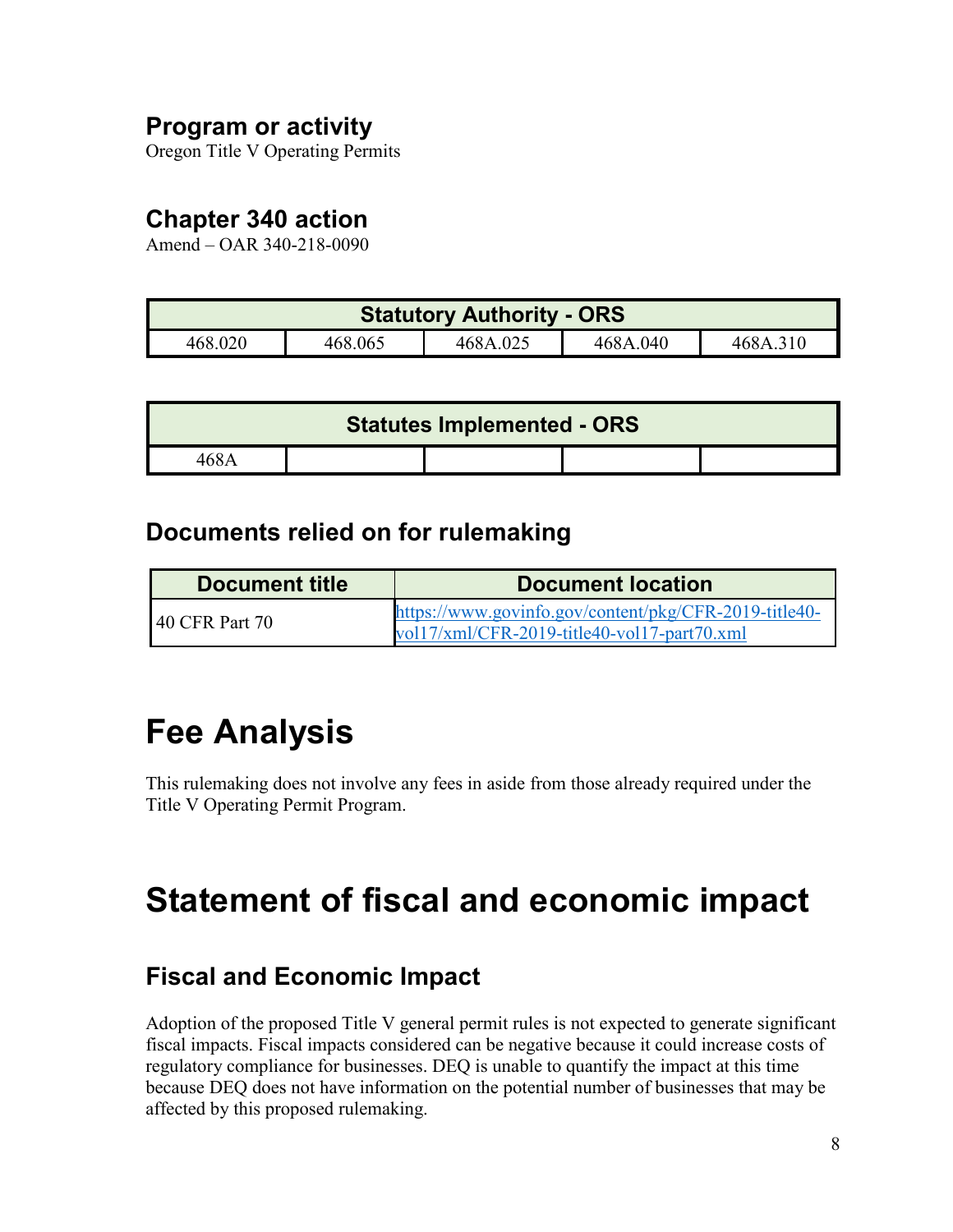## Program or activity

Oregon Title V Operating Permits

## Chapter 340 action

Amend – OAR 340-218-0090

| Statutory Authority - ORS | | | | |
|---|---|---|---|---|
| 468.020 | 468.065 | 468A.025 | 468A.040 | 468A.310 |

| Statutes Implemented - ORS | | | | |
|---|---|---|---|---|
| 468A | | | | |

## Documents relied on for rulemaking

| Document title | Document location |
|---|---|
| 40 CFR Part 70 | https://www.govinfo.gov/content/pkg/CFR-2019-title40-vol17/xml/CFR-2019-title40-vol17-part70.xml |

# Fee Analysis

This rulemaking does not involve any fees in aside from those already required under the Title V Operating Permit Program.

# Statement of fiscal and economic impact

## Fiscal and Economic Impact

Adoption of the proposed Title V general permit rules is not expected to generate significant fiscal impacts. Fiscal impacts considered can be negative because it could increase costs of regulatory compliance for businesses. DEQ is unable to quantify the impact at this time because DEQ does not have information on the potential number of businesses that may be affected by this proposed rulemaking.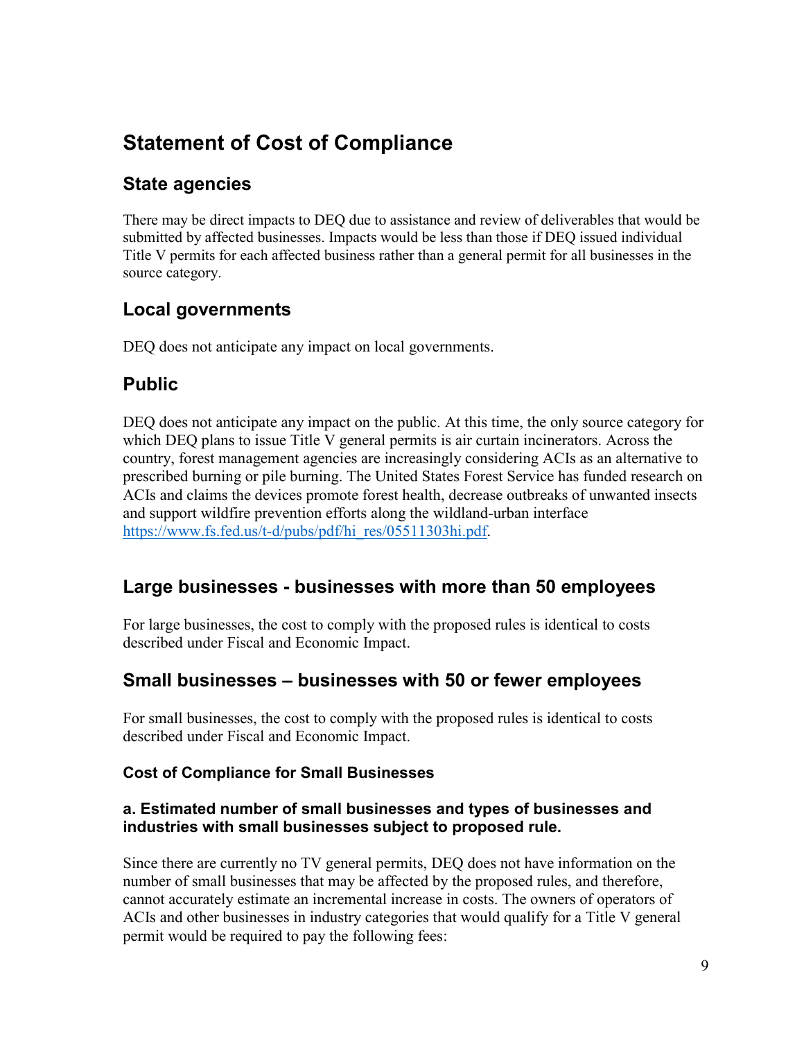## Statement of Cost of Compliance

### State agencies

There may be direct impacts to DEQ due to assistance and review of deliverables that would be submitted by affected businesses. Impacts would be less than those if DEQ issued individual Title V permits for each affected business rather than a general permit for all businesses in the source category.

### Local governments

DEQ does not anticipate any impact on local governments.

### Public

DEQ does not anticipate any impact on the public. At this time, the only source category for which DEQ plans to issue Title V general permits is air curtain incinerators. Across the country, forest management agencies are increasingly considering ACIs as an alternative to prescribed burning or pile burning. The United States Forest Service has funded research on ACIs and claims the devices promote forest health, decrease outbreaks of unwanted insects and support wildfire prevention efforts along the wildland-urban interface https://www.fs.fed.us/t-d/pubs/pdf/hi_res/05511303hi.pdf.

### Large businesses - businesses with more than 50 employees

For large businesses, the cost to comply with the proposed rules is identical to costs described under Fiscal and Economic Impact.

### Small businesses – businesses with 50 or fewer employees

For small businesses, the cost to comply with the proposed rules is identical to costs described under Fiscal and Economic Impact.

#### Cost of Compliance for Small Businesses

#### a. Estimated number of small businesses and types of businesses and industries with small businesses subject to proposed rule.

Since there are currently no TV general permits, DEQ does not have information on the number of small businesses that may be affected by the proposed rules, and therefore, cannot accurately estimate an incremental increase in costs. The owners of operators of ACIs and other businesses in industry categories that would qualify for a Title V general permit would be required to pay the following fees: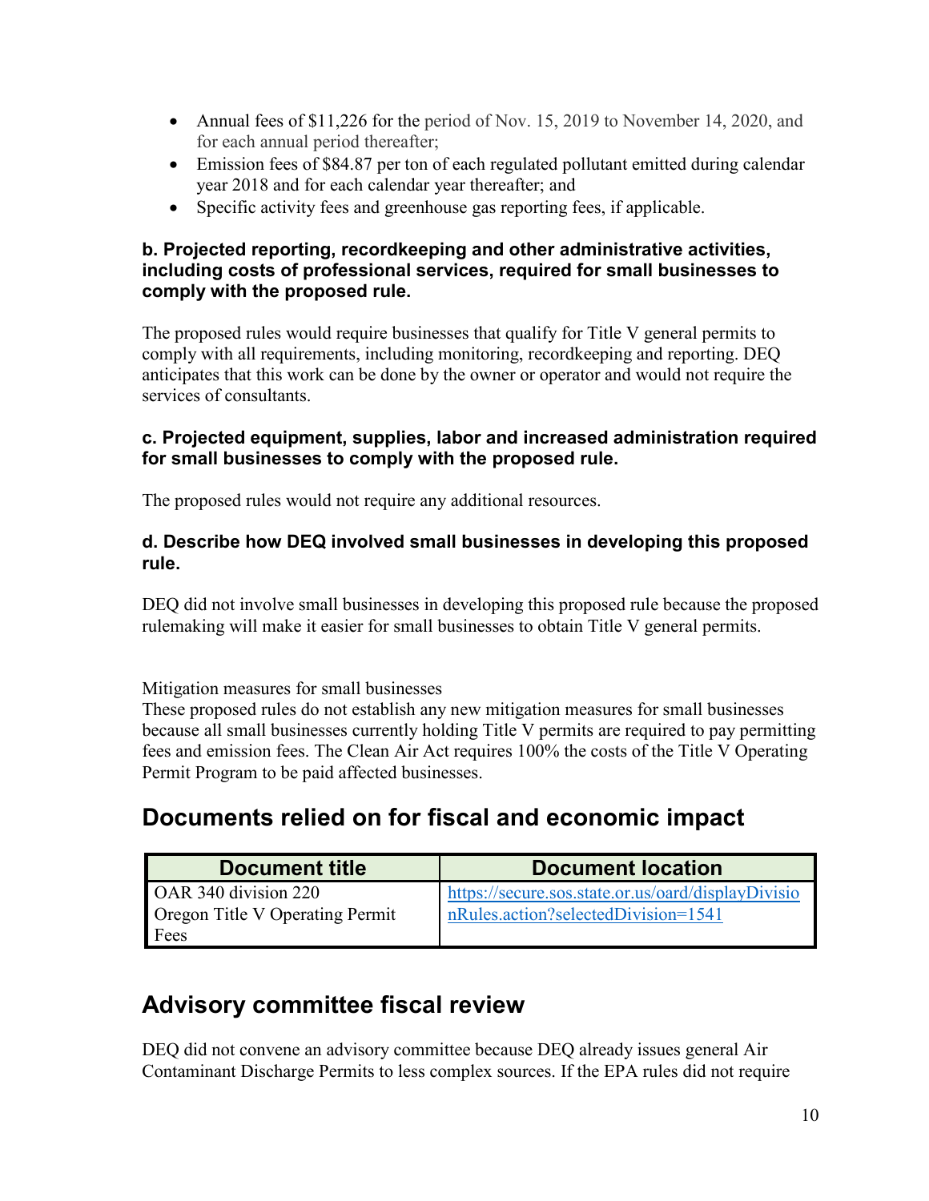- Annual fees of $11,226 for the period of Nov. 15, 2019 to November 14, 2020, and for each annual period thereafter;
- Emission fees of $84.87 per ton of each regulated pollutant emitted during calendar year 2018 and for each calendar year thereafter; and
- Specific activity fees and greenhouse gas reporting fees, if applicable.

**b. Projected reporting, recordkeeping and other administrative activities, including costs of professional services, required for small businesses to comply with the proposed rule.**

The proposed rules would require businesses that qualify for Title V general permits to comply with all requirements, including monitoring, recordkeeping and reporting. DEQ anticipates that this work can be done by the owner or operator and would not require the services of consultants.

**c. Projected equipment, supplies, labor and increased administration required for small businesses to comply with the proposed rule.**

The proposed rules would not require any additional resources.

**d. Describe how DEQ involved small businesses in developing this proposed rule.**

DEQ did not involve small businesses in developing this proposed rule because the proposed rulemaking will make it easier for small businesses to obtain Title V general permits.

Mitigation measures for small businesses
These proposed rules do not establish any new mitigation measures for small businesses because all small businesses currently holding Title V permits are required to pay permitting fees and emission fees. The Clean Air Act requires 100% the costs of the Title V Operating Permit Program to be paid affected businesses.

## Documents relied on for fiscal and economic impact

| Document title | Document location |
| --- | --- |
| OAR 340 division 220 Oregon Title V Operating Permit Fees | https://secure.sos.state.or.us/oard/displayDivisionRules.action?selectedDivision=1541 |

## Advisory committee fiscal review

DEQ did not convene an advisory committee because DEQ already issues general Air Contaminant Discharge Permits to less complex sources. If the EPA rules did not require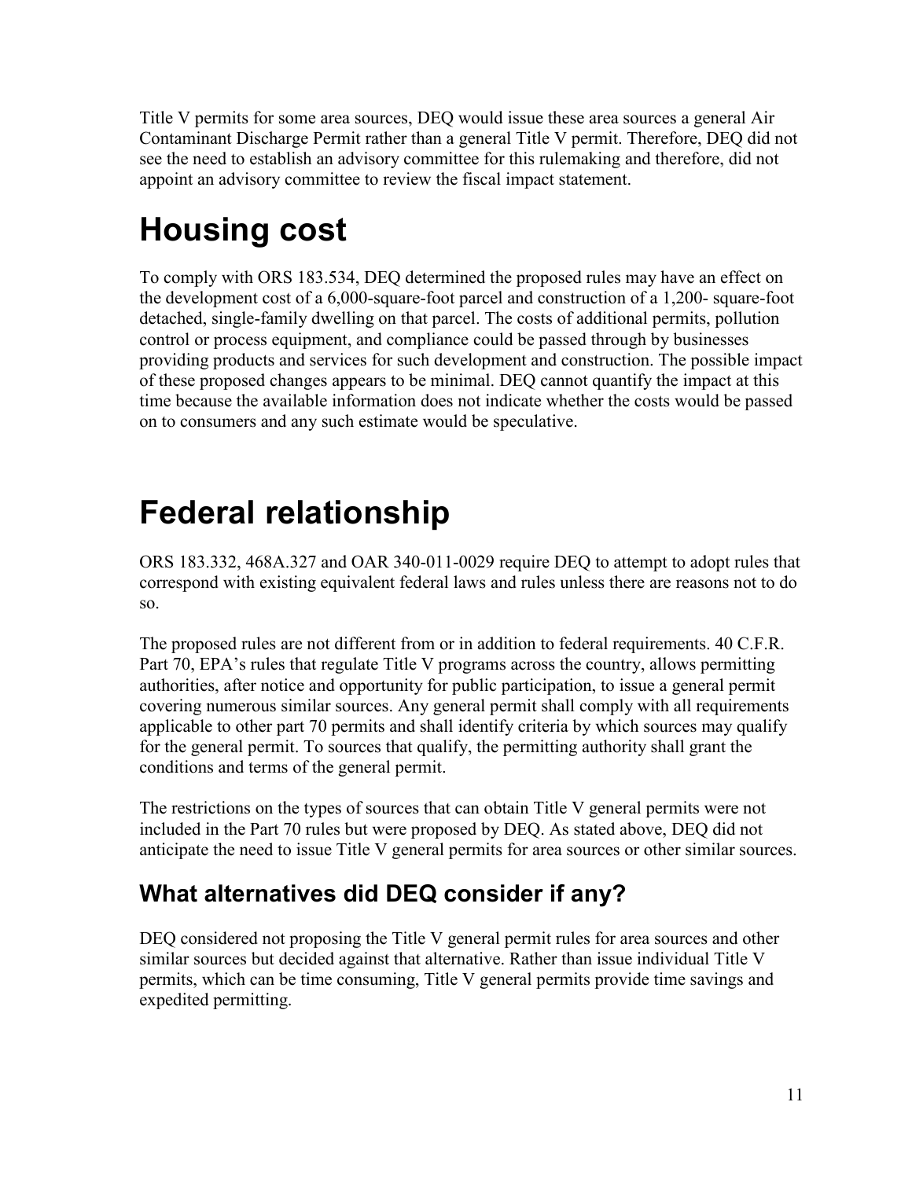Title V permits for some area sources, DEQ would issue these area sources a general Air Contaminant Discharge Permit rather than a general Title V permit. Therefore, DEQ did not see the need to establish an advisory committee for this rulemaking and therefore, did not appoint an advisory committee to review the fiscal impact statement.

# Housing cost

To comply with ORS 183.534, DEQ determined the proposed rules may have an effect on the development cost of a 6,000-square-foot parcel and construction of a 1,200- square-foot detached, single-family dwelling on that parcel. The costs of additional permits, pollution control or process equipment, and compliance could be passed through by businesses providing products and services for such development and construction. The possible impact of these proposed changes appears to be minimal. DEQ cannot quantify the impact at this time because the available information does not indicate whether the costs would be passed on to consumers and any such estimate would be speculative.

# Federal relationship

ORS 183.332, 468A.327 and OAR 340-011-0029 require DEQ to attempt to adopt rules that correspond with existing equivalent federal laws and rules unless there are reasons not to do so.

The proposed rules are not different from or in addition to federal requirements. 40 C.F.R. Part 70, EPA's rules that regulate Title V programs across the country, allows permitting authorities, after notice and opportunity for public participation, to issue a general permit covering numerous similar sources. Any general permit shall comply with all requirements applicable to other part 70 permits and shall identify criteria by which sources may qualify for the general permit. To sources that qualify, the permitting authority shall grant the conditions and terms of the general permit.

The restrictions on the types of sources that can obtain Title V general permits were not included in the Part 70 rules but were proposed by DEQ. As stated above, DEQ did not anticipate the need to issue Title V general permits for area sources or other similar sources.

## What alternatives did DEQ consider if any?

DEQ considered not proposing the Title V general permit rules for area sources and other similar sources but decided against that alternative. Rather than issue individual Title V permits, which can be time consuming, Title V general permits provide time savings and expedited permitting.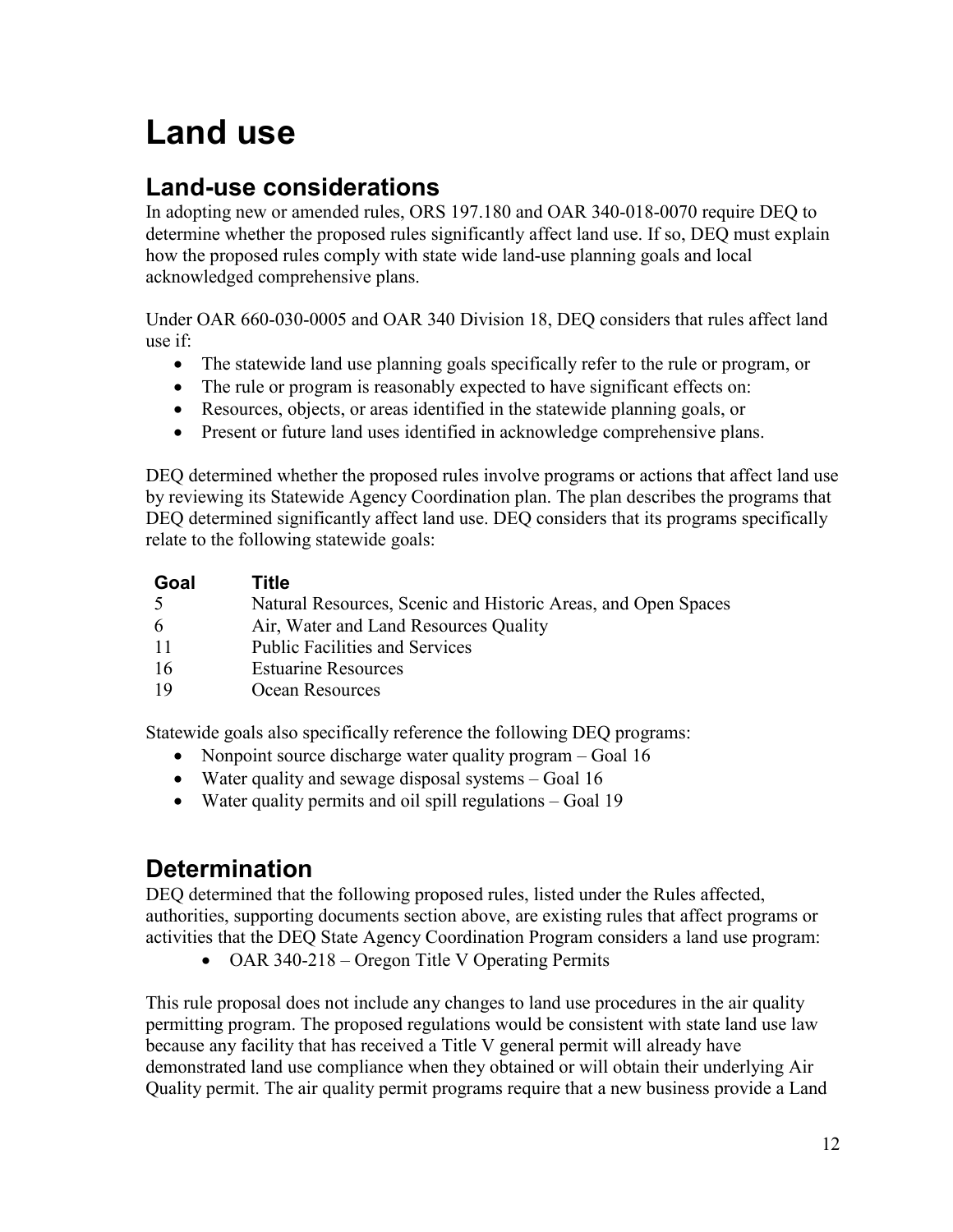# Land use

## Land-use considerations

In adopting new or amended rules, ORS 197.180 and OAR 340-018-0070 require DEQ to determine whether the proposed rules significantly affect land use. If so, DEQ must explain how the proposed rules comply with state wide land-use planning goals and local acknowledged comprehensive plans.

Under OAR 660-030-0005 and OAR 340 Division 18, DEQ considers that rules affect land use if:

- The statewide land use planning goals specifically refer to the rule or program, or
- The rule or program is reasonably expected to have significant effects on:
- Resources, objects, or areas identified in the statewide planning goals, or
- Present or future land uses identified in acknowledge comprehensive plans.

DEQ determined whether the proposed rules involve programs or actions that affect land use by reviewing its Statewide Agency Coordination plan. The plan describes the programs that DEQ determined significantly affect land use. DEQ considers that its programs specifically relate to the following statewide goals:

| Goal | Title |
|---|---|
| 5 | Natural Resources, Scenic and Historic Areas, and Open Spaces |
| 6 | Air, Water and Land Resources Quality |
| 11 | Public Facilities and Services |
| 16 | Estuarine Resources |
| 19 | Ocean Resources |

Statewide goals also specifically reference the following DEQ programs:

- Nonpoint source discharge water quality program – Goal 16
- Water quality and sewage disposal systems – Goal 16
- Water quality permits and oil spill regulations – Goal 19

## Determination

DEQ determined that the following proposed rules, listed under the Rules affected, authorities, supporting documents section above, are existing rules that affect programs or activities that the DEQ State Agency Coordination Program considers a land use program:

- OAR 340-218 – Oregon Title V Operating Permits

This rule proposal does not include any changes to land use procedures in the air quality permitting program. The proposed regulations would be consistent with state land use law because any facility that has received a Title V general permit will already have demonstrated land use compliance when they obtained or will obtain their underlying Air Quality permit. The air quality permit programs require that a new business provide a Land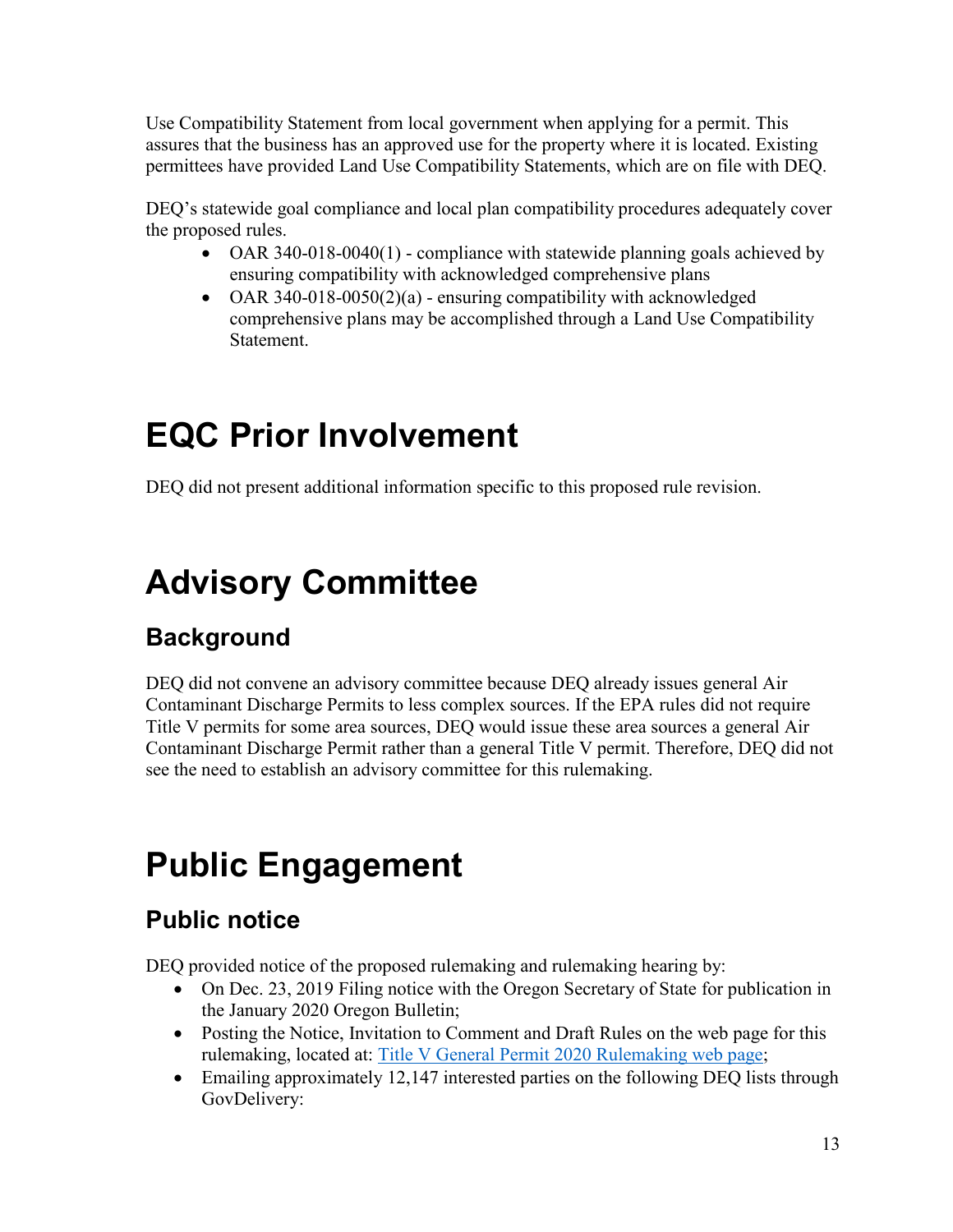Use Compatibility Statement from local government when applying for a permit. This assures that the business has an approved use for the property where it is located. Existing permittees have provided Land Use Compatibility Statements, which are on file with DEQ.

DEQ's statewide goal compliance and local plan compatibility procedures adequately cover the proposed rules.

- OAR 340-018-0040(1) - compliance with statewide planning goals achieved by ensuring compatibility with acknowledged comprehensive plans
- OAR 340-018-0050(2)(a) - ensuring compatibility with acknowledged comprehensive plans may be accomplished through a Land Use Compatibility Statement.

# EQC Prior Involvement

DEQ did not present additional information specific to this proposed rule revision.

# Advisory Committee

## Background

DEQ did not convene an advisory committee because DEQ already issues general Air Contaminant Discharge Permits to less complex sources. If the EPA rules did not require Title V permits for some area sources, DEQ would issue these area sources a general Air Contaminant Discharge Permit rather than a general Title V permit. Therefore, DEQ did not see the need to establish an advisory committee for this rulemaking.

# Public Engagement

## Public notice

DEQ provided notice of the proposed rulemaking and rulemaking hearing by:

- On Dec. 23, 2019 Filing notice with the Oregon Secretary of State for publication in the January 2020 Oregon Bulletin;
- Posting the Notice, Invitation to Comment and Draft Rules on the web page for this rulemaking, located at: [Title V General Permit 2020 Rulemaking web page];
- Emailing approximately 12,147 interested parties on the following DEQ lists through GovDelivery: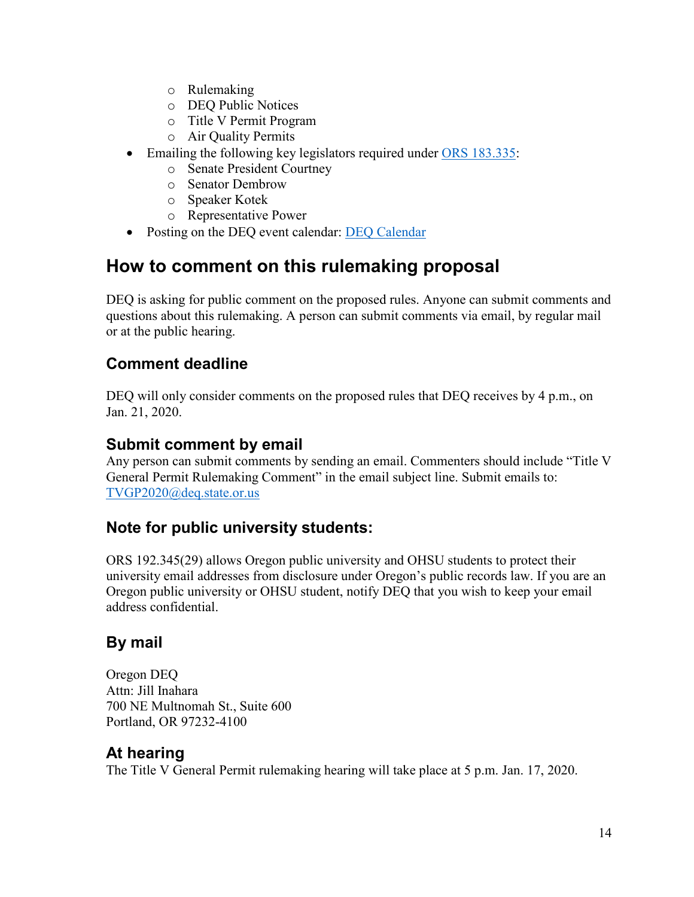- Rulemaking
  - DEQ Public Notices
  - Title V Permit Program
  - Air Quality Permits
- Emailing the following key legislators required under [ORS 183.335](#):
  - Senate President Courtney
  - Senator Dembrow
  - Speaker Kotek
  - Representative Power
- Posting on the DEQ event calendar: [DEQ Calendar](#)

## How to comment on this rulemaking proposal

DEQ is asking for public comment on the proposed rules. Anyone can submit comments and questions about this rulemaking. A person can submit comments via email, by regular mail or at the public hearing.

### Comment deadline

DEQ will only consider comments on the proposed rules that DEQ receives by 4 p.m., on Jan. 21, 2020.

### Submit comment by email

Any person can submit comments by sending an email. Commenters should include "Title V General Permit Rulemaking Comment" in the email subject line. Submit emails to: [TVGP2020@deq.state.or.us](mailto:TVGP2020@deq.state.or.us)

### Note for public university students:

ORS 192.345(29) allows Oregon public university and OHSU students to protect their university email addresses from disclosure under Oregon's public records law. If you are an Oregon public university or OHSU student, notify DEQ that you wish to keep your email address confidential.

### By mail

Oregon DEQ
Attn: Jill Inahara
700 NE Multnomah St., Suite 600
Portland, OR 97232-4100

### At hearing

The Title V General Permit rulemaking hearing will take place at 5 p.m. Jan. 17, 2020.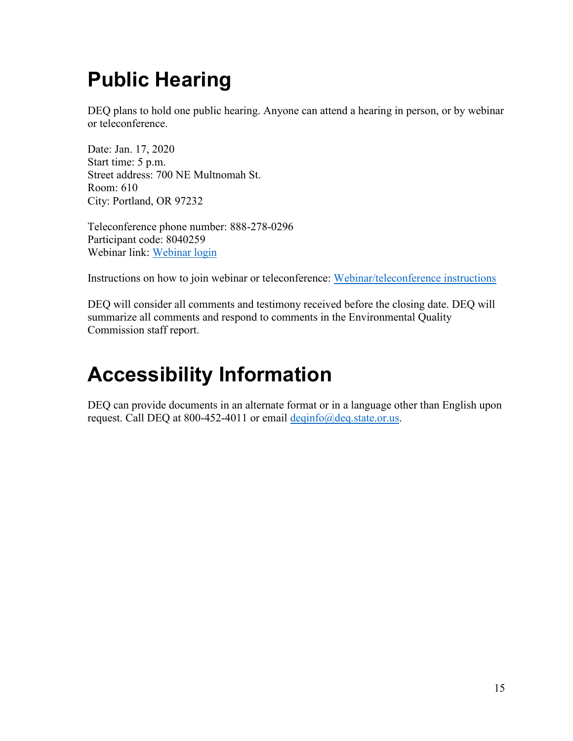# Public Hearing

DEQ plans to hold one public hearing. Anyone can attend a hearing in person, or by webinar or teleconference.

Date: Jan. 17, 2020
Start time: 5 p.m.
Street address: 700 NE Multnomah St.
Room: 610
City: Portland, OR 97232

Teleconference phone number: 888-278-0296
Participant code: 8040259
Webinar link: Webinar login

Instructions on how to join webinar or teleconference: Webinar/teleconference instructions

DEQ will consider all comments and testimony received before the closing date. DEQ will summarize all comments and respond to comments in the Environmental Quality Commission staff report.

# Accessibility Information

DEQ can provide documents in an alternate format or in a language other than English upon request. Call DEQ at 800-452-4011 or email deqinfo@deq.state.or.us.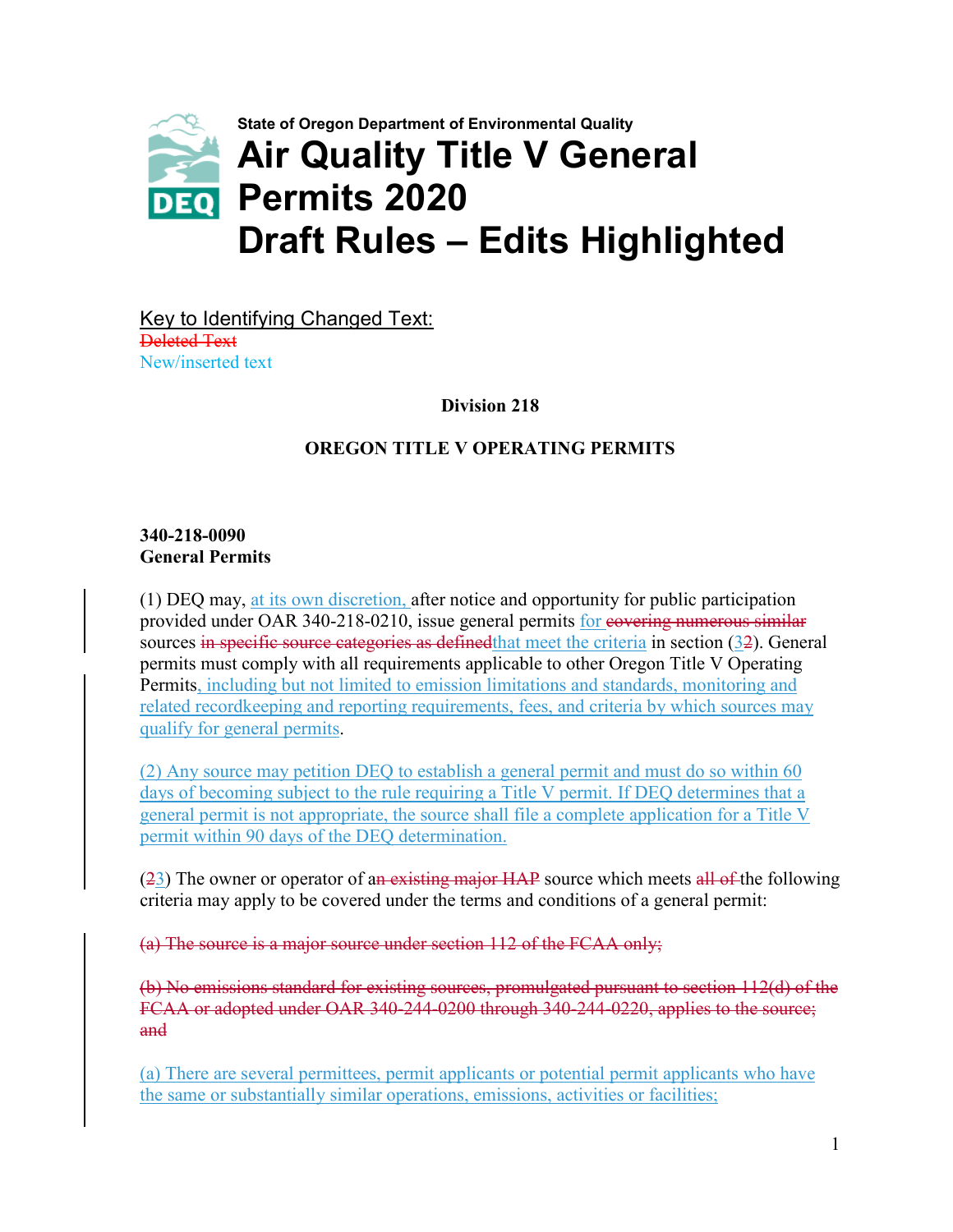State of Oregon Department of Environmental Quality

# Air Quality Title V General Permits 2020 Draft Rules – Edits Highlighted

Key to Identifying Changed Text:
~~Deleted Text~~
New/inserted text

**Division 218**

**OREGON TITLE V OPERATING PERMITS**

**340-218-0090**
**General Permits**

(1) DEQ may, at its own discretion, after notice and opportunity for public participation provided under OAR 340-218-0210, issue general permits for ~~covering numerous similar~~ sources ~~in specific source categories as defined~~that meet the criteria in section (3~~2~~). General permits must comply with all requirements applicable to other Oregon Title V Operating Permits, including but not limited to emission limitations and standards, monitoring and related recordkeeping and reporting requirements, fees, and criteria by which sources may qualify for general permits.

(2) Any source may petition DEQ to establish a general permit and must do so within 60 days of becoming subject to the rule requiring a Title V permit. If DEQ determines that a general permit is not appropriate, the source shall file a complete application for a Title V permit within 90 days of the DEQ determination.

(~~2~~3) The owner or operator of a~~n existing major HAP~~ source which meets ~~all of~~ the following criteria may apply to be covered under the terms and conditions of a general permit:

~~(a) The source is a major source under section 112 of the FCAA only;~~

~~(b) No emissions standard for existing sources, promulgated pursuant to section 112(d) of the FCAA or adopted under OAR 340-244-0200 through 340-244-0220, applies to the source; and~~

(a) There are several permittees, permit applicants or potential permit applicants who have the same or substantially similar operations, emissions, activities or facilities;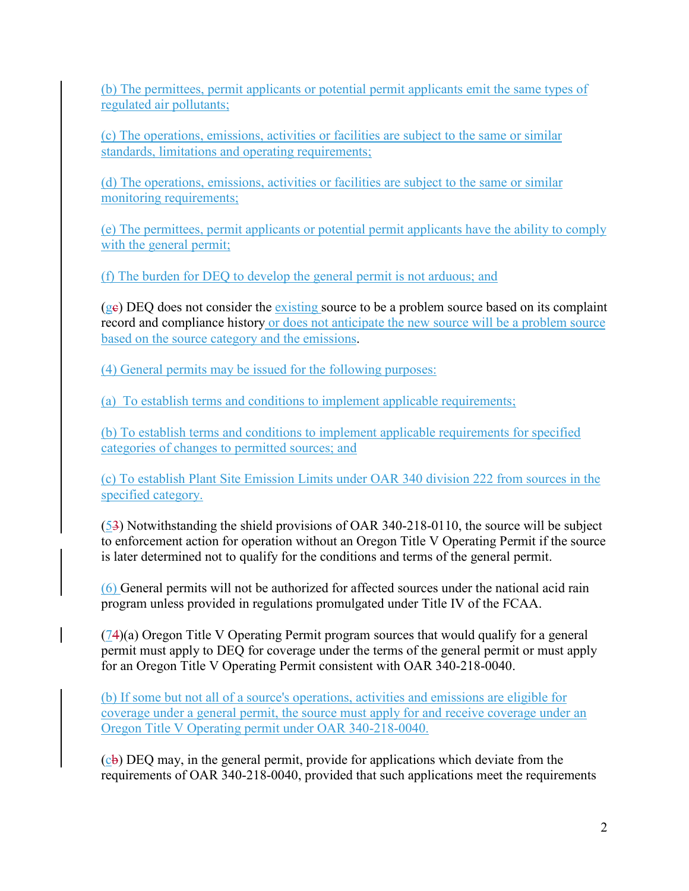(b) The permittees, permit applicants or potential permit applicants emit the same types of regulated air pollutants;

(c) The operations, emissions, activities or facilities are subject to the same or similar standards, limitations and operating requirements;

(d) The operations, emissions, activities or facilities are subject to the same or similar monitoring requirements;

(e) The permittees, permit applicants or potential permit applicants have the ability to comply with the general permit;

(f) The burden for DEQ to develop the general permit is not arduous; and

(ge) DEQ does not consider the existing source to be a problem source based on its complaint record and compliance history or does not anticipate the new source will be a problem source based on the source category and the emissions.

(4) General permits may be issued for the following purposes:

(a) To establish terms and conditions to implement applicable requirements;

(b) To establish terms and conditions to implement applicable requirements for specified categories of changes to permitted sources; and

(c) To establish Plant Site Emission Limits under OAR 340 division 222 from sources in the specified category.

(53) Notwithstanding the shield provisions of OAR 340-218-0110, the source will be subject to enforcement action for operation without an Oregon Title V Operating Permit if the source is later determined not to qualify for the conditions and terms of the general permit.

(6) General permits will not be authorized for affected sources under the national acid rain program unless provided in regulations promulgated under Title IV of the FCAA.

(74)(a) Oregon Title V Operating Permit program sources that would qualify for a general permit must apply to DEQ for coverage under the terms of the general permit or must apply for an Oregon Title V Operating Permit consistent with OAR 340-218-0040.

(b) If some but not all of a source's operations, activities and emissions are eligible for coverage under a general permit, the source must apply for and receive coverage under an Oregon Title V Operating permit under OAR 340-218-0040.

(cb) DEQ may, in the general permit, provide for applications which deviate from the requirements of OAR 340-218-0040, provided that such applications meet the requirements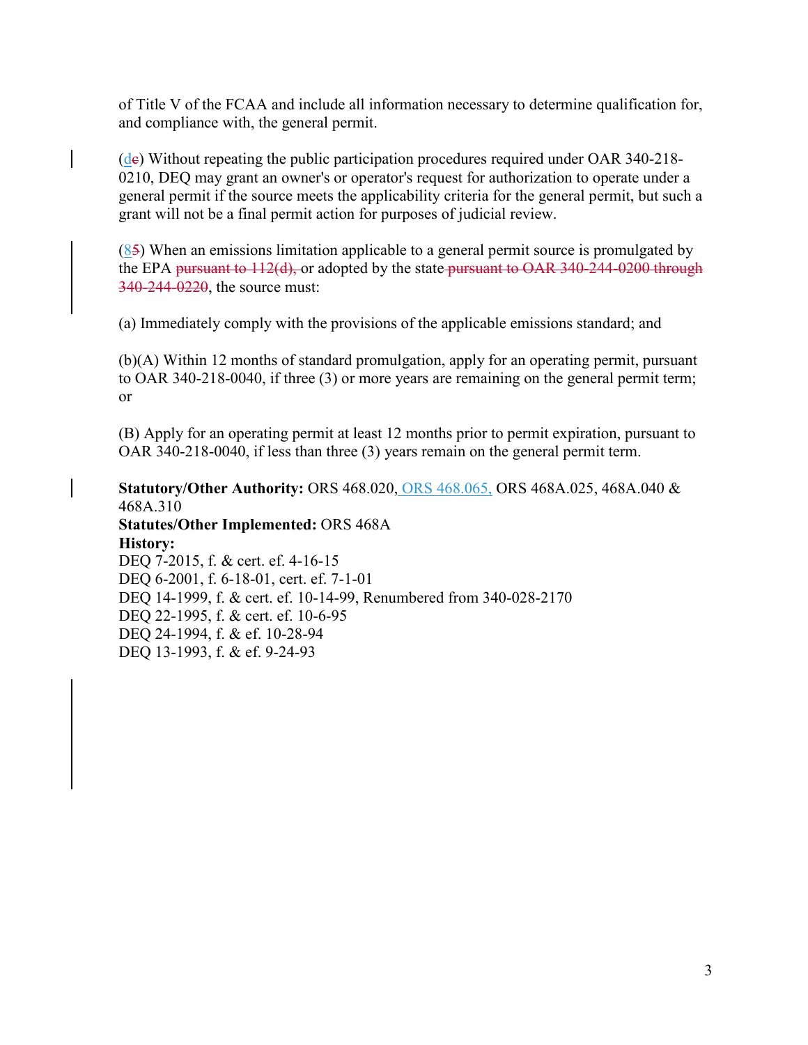of Title V of the FCAA and include all information necessary to determine qualification for, and compliance with, the general permit.

(de) Without repeating the public participation procedures required under OAR 340-218-0210, DEQ may grant an owner's or operator's request for authorization to operate under a general permit if the source meets the applicability criteria for the general permit, but such a grant will not be a final permit action for purposes of judicial review.

(85) When an emissions limitation applicable to a general permit source is promulgated by the EPA ~~pursuant to 112(d),~~ or adopted by the state ~~pursuant to OAR 340-244-0200 through 340-244-0220~~, the source must:

(a) Immediately comply with the provisions of the applicable emissions standard; and

(b)(A) Within 12 months of standard promulgation, apply for an operating permit, pursuant to OAR 340-218-0040, if three (3) or more years are remaining on the general permit term; or

(B) Apply for an operating permit at least 12 months prior to permit expiration, pursuant to OAR 340-218-0040, if less than three (3) years remain on the general permit term.

**Statutory/Other Authority:** ORS 468.020, ORS 468.065, ORS 468A.025, 468A.040 & 468A.310
**Statutes/Other Implemented:** ORS 468A
**History:**
DEQ 7-2015, f. & cert. ef. 4-16-15
DEQ 6-2001, f. 6-18-01, cert. ef. 7-1-01
DEQ 14-1999, f. & cert. ef. 10-14-99, Renumbered from 340-028-2170
DEQ 22-1995, f. & cert. ef. 10-6-95
DEQ 24-1994, f. & ef. 10-28-94
DEQ 13-1993, f. & ef. 9-24-93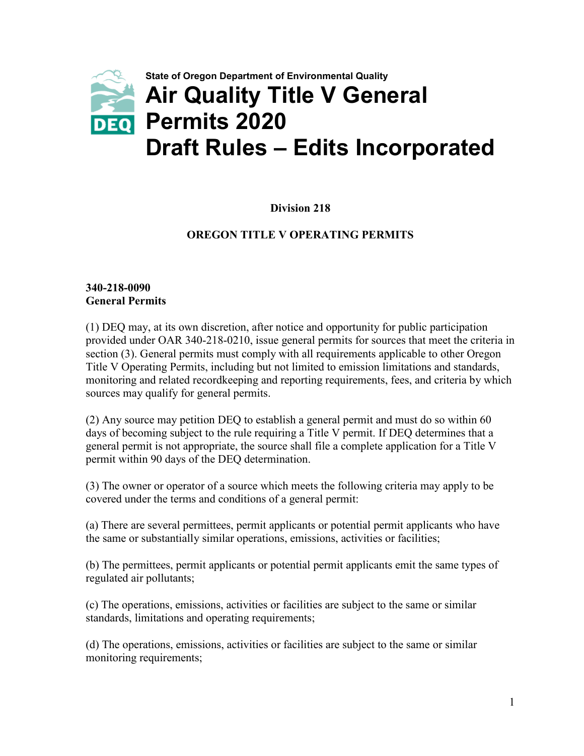State of Oregon Department of Environmental Quality

# Air Quality Title V General Permits 2020 Draft Rules – Edits Incorporated

**Division 218**

**OREGON TITLE V OPERATING PERMITS**

**340-218-0090**
**General Permits**

(1) DEQ may, at its own discretion, after notice and opportunity for public participation provided under OAR 340-218-0210, issue general permits for sources that meet the criteria in section (3). General permits must comply with all requirements applicable to other Oregon Title V Operating Permits, including but not limited to emission limitations and standards, monitoring and related recordkeeping and reporting requirements, fees, and criteria by which sources may qualify for general permits.

(2) Any source may petition DEQ to establish a general permit and must do so within 60 days of becoming subject to the rule requiring a Title V permit. If DEQ determines that a general permit is not appropriate, the source shall file a complete application for a Title V permit within 90 days of the DEQ determination.

(3) The owner or operator of a source which meets the following criteria may apply to be covered under the terms and conditions of a general permit:

(a) There are several permittees, permit applicants or potential permit applicants who have the same or substantially similar operations, emissions, activities or facilities;

(b) The permittees, permit applicants or potential permit applicants emit the same types of regulated air pollutants;

(c) The operations, emissions, activities or facilities are subject to the same or similar standards, limitations and operating requirements;

(d) The operations, emissions, activities or facilities are subject to the same or similar monitoring requirements;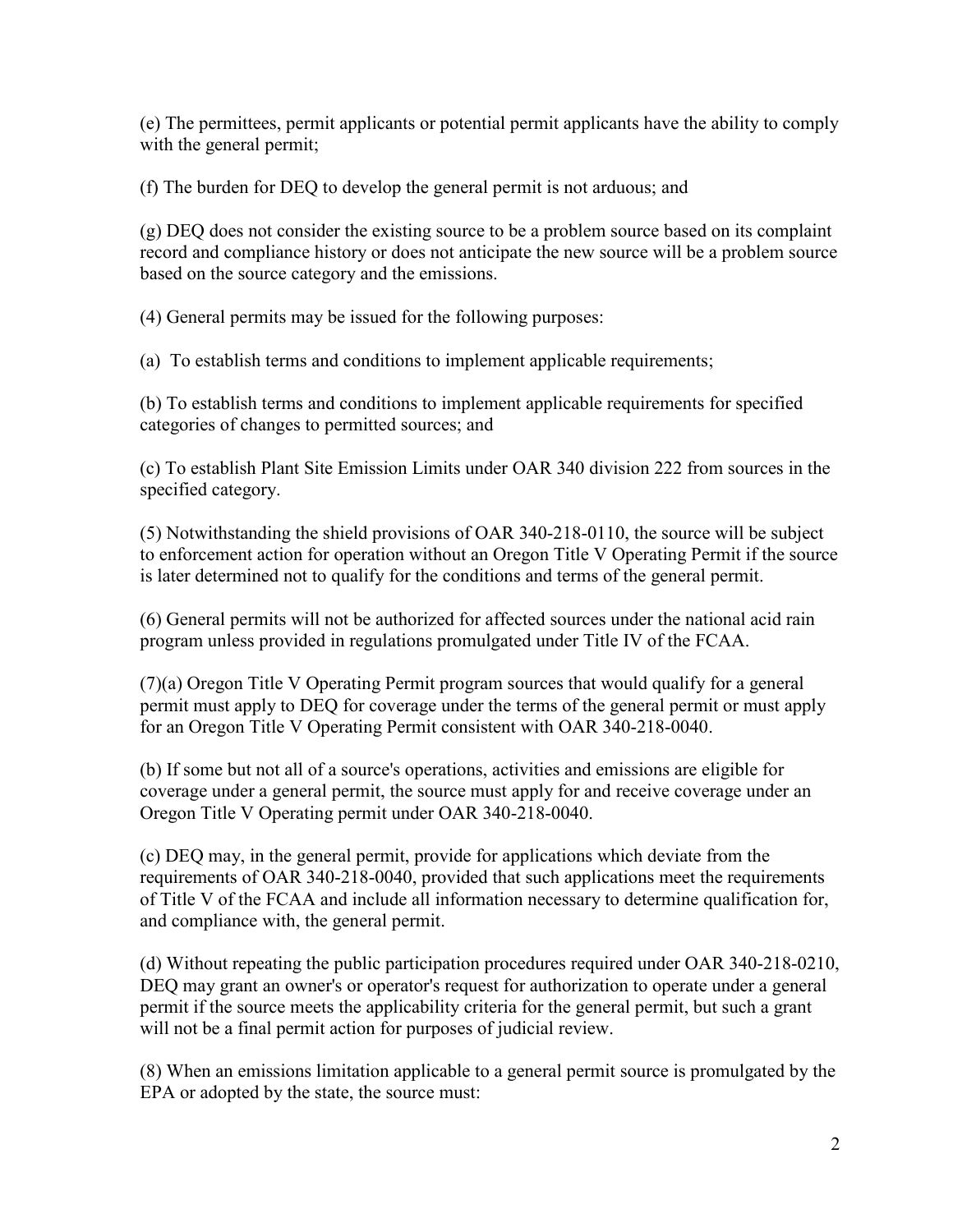(e) The permittees, permit applicants or potential permit applicants have the ability to comply with the general permit;

(f) The burden for DEQ to develop the general permit is not arduous; and

(g) DEQ does not consider the existing source to be a problem source based on its complaint record and compliance history or does not anticipate the new source will be a problem source based on the source category and the emissions.

(4) General permits may be issued for the following purposes:

(a) To establish terms and conditions to implement applicable requirements;

(b) To establish terms and conditions to implement applicable requirements for specified categories of changes to permitted sources; and

(c) To establish Plant Site Emission Limits under OAR 340 division 222 from sources in the specified category.

(5) Notwithstanding the shield provisions of OAR 340-218-0110, the source will be subject to enforcement action for operation without an Oregon Title V Operating Permit if the source is later determined not to qualify for the conditions and terms of the general permit.

(6) General permits will not be authorized for affected sources under the national acid rain program unless provided in regulations promulgated under Title IV of the FCAA.

(7)(a) Oregon Title V Operating Permit program sources that would qualify for a general permit must apply to DEQ for coverage under the terms of the general permit or must apply for an Oregon Title V Operating Permit consistent with OAR 340-218-0040.

(b) If some but not all of a source's operations, activities and emissions are eligible for coverage under a general permit, the source must apply for and receive coverage under an Oregon Title V Operating permit under OAR 340-218-0040.

(c) DEQ may, in the general permit, provide for applications which deviate from the requirements of OAR 340-218-0040, provided that such applications meet the requirements of Title V of the FCAA and include all information necessary to determine qualification for, and compliance with, the general permit.

(d) Without repeating the public participation procedures required under OAR 340-218-0210, DEQ may grant an owner's or operator's request for authorization to operate under a general permit if the source meets the applicability criteria for the general permit, but such a grant will not be a final permit action for purposes of judicial review.

(8) When an emissions limitation applicable to a general permit source is promulgated by the EPA or adopted by the state, the source must: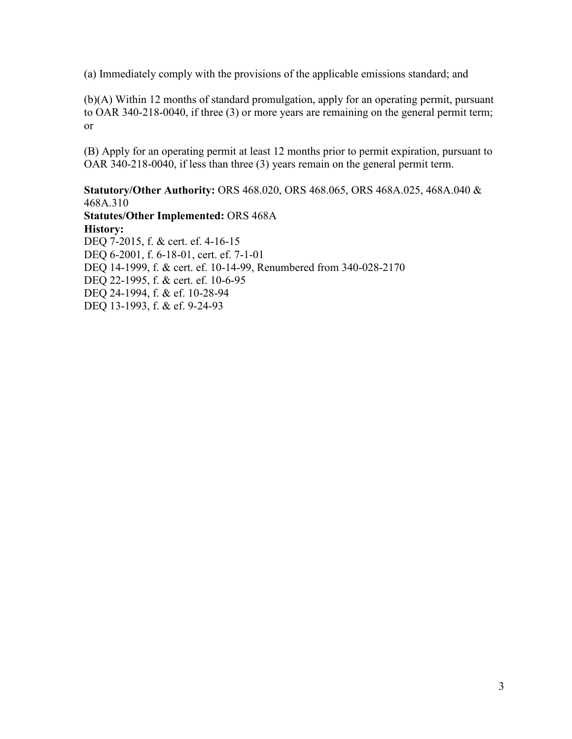(a) Immediately comply with the provisions of the applicable emissions standard; and

(b)(A) Within 12 months of standard promulgation, apply for an operating permit, pursuant to OAR 340-218-0040, if three (3) or more years are remaining on the general permit term; or

(B) Apply for an operating permit at least 12 months prior to permit expiration, pursuant to OAR 340-218-0040, if less than three (3) years remain on the general permit term.

**Statutory/Other Authority:** ORS 468.020, ORS 468.065, ORS 468A.025, 468A.040 & 468A.310
**Statutes/Other Implemented:** ORS 468A
**History:**
DEQ 7-2015, f. & cert. ef. 4-16-15
DEQ 6-2001, f. 6-18-01, cert. ef. 7-1-01
DEQ 14-1999, f. & cert. ef. 10-14-99, Renumbered from 340-028-2170
DEQ 22-1995, f. & cert. ef. 10-6-95
DEQ 24-1994, f. & ef. 10-28-94
DEQ 13-1993, f. & ef. 9-24-93